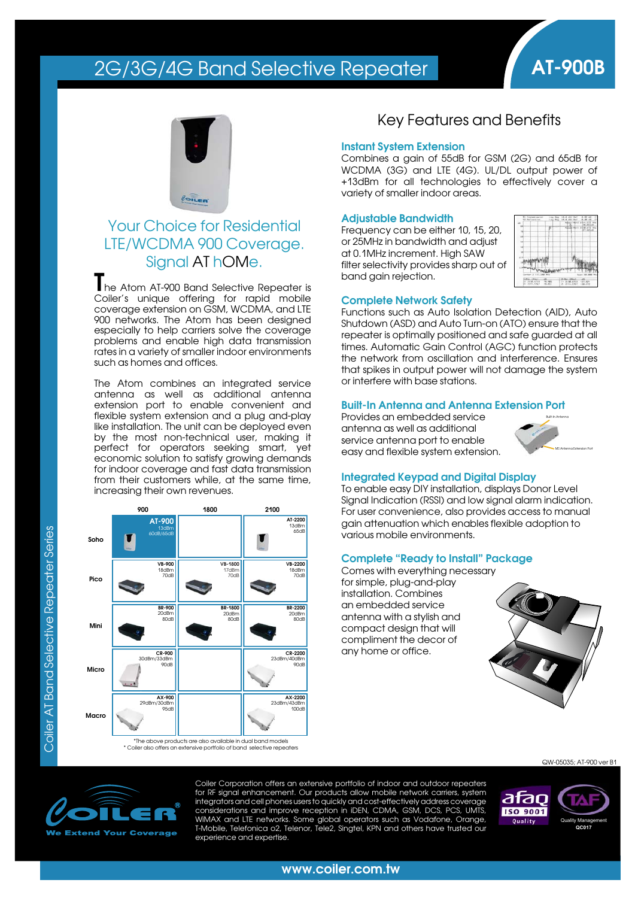# 2G/3G/4G Band Selective Repeater

## AT-900B

## Your Choice for Residential LTE/WCDMA 900 Coverage. Signal AT hOMe.

The Atom AT-900 Band Selective Repeater is Coiler's unique offering for rapid mobile coverage extension on GSM, WCDMA, and LTE 900 networks. The Atom has been designed especially to help carriers solve the coverage problems and enable high data transmission rates in a variety of smaller indoor environments such as homes and offices.

The Atom combines an integrated service antenna as well as additional antenna extension port to enable convenient and flexible system extension and a plug and-play like installation. The unit can be deployed even by the most non-technical user, making it perfect for operators seeking smart, yet economic solution to satisfy growing demands for indoor coverage and fast data transmission from their customers while, at the same time, increasing their own revenues.

| | 900 | 1800 | 2100 |
|---|---|---|---|
| Soho | AT-900 13dBm 60dB/65dB | | AT-2200 13dBm 65dB |
| Pico | VB-900 18dBm 70dB | VB-1800 17dBm 70dB | VB-2200 18dBm 70dB |
| Mini | BR-900 20dBm 80dB | BR-1800 20dBm 80dB | BR-2200 20dBm 80dB |
| Micro | CR-900 30dBm/33dBm 90dB | | CR-2200 23dBm/40dBm 90dB |
| Macro | AX-900 29dBm/30dBm 95dB | | AX-2200 23dBm/43dBm 100dB |

*The above products are also available in dual band models
* Coiler also offers an extensive portfolio of band selective repeaters

Coiler AT Band Selective Repeater Series

## Key Features and Benefits

### Instant System Extension

Combines a gain of 55dB for GSM (2G) and 65dB for WCDMA (3G) and LTE (4G). UL/DL output power of +13dBm for all technologies to effectively cover a variety of smaller indoor areas.

### Adjustable Bandwidth

Frequency can be either 10, 15, 20, or 25MHz in bandwidth and adjust at 0.1MHz increment. High SAW filter selectivity provides sharp out of band gain rejection.

### Complete Network Safety

Functions such as Auto Isolation Detection (AID), Auto Shutdown (ASD) and Auto Turn-on (ATO) ensure that the repeater is optimally positioned and safe guarded at all times. Automatic Gain Control (AGC) function protects the network from oscillation and interference. Ensures that spikes in output power will not damage the system or interfere with base stations.

### Built-In Antenna and Antenna Extension Port

Provides an embedded service antenna as well as additional service antenna port to enable easy and flexible system extension.

Built-In Antenna

MS Antenna Extension Port

### Integrated Keypad and Digital Display

To enable easy DIY installation, displays Donor Level Signal Indication (RSSI) and low signal alarm indication. For user convenience, also provides access to manual gain attenuation which enables flexible adoption to various mobile environments.

### Complete "Ready to Install" Package

Comes with everything necessary for simple, plug-and-play installation. Combines an embedded service antenna with a stylish and compact design that will compliment the decor of any home or office.

QW-05035; AT-900 ver B1

COILER® We Extend Your Coverage

Coiler Corporation offers an extensive portfolio of indoor and outdoor repeaters for RF signal enhancement. Our products allow mobile network carriers, system integrators and cell phones users to quickly and cost-effectively address coverage considerations and improve reception in iDEN, CDMA, GSM, DCS, PCS, UMTS, WiMAX and LTE networks. Some global operators such as Vodafone, Orange, T-Mobile, Telefonica o2, Telenor, Tele2, Singtel, KPN and others have trusted our experience and expertise.

afaq ISO 9001 Quality

TAF Quality Management QC017

www.coiler.com.tw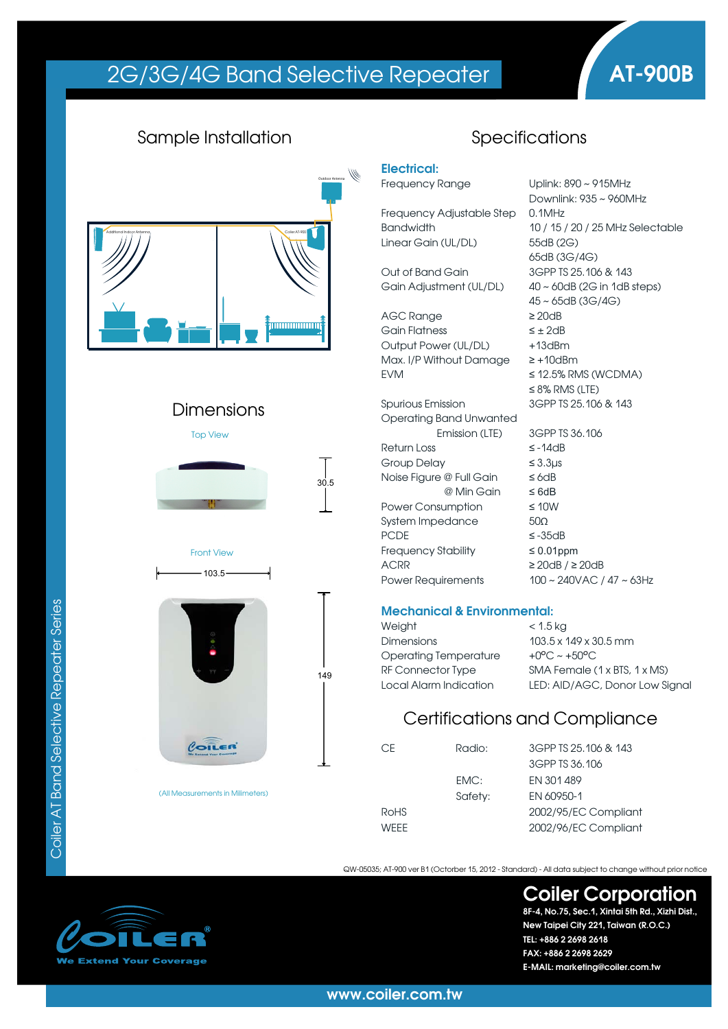# 2G/3G/4G Band Selective Repeater

**AT-900B**

## Sample Installation

Outdoor Antenna

Additional Indoor Antenna

Coiler AT-900

## Dimensions

Top View

30.5

Front View

103.5

149

(All Measurements in Milimeters)

## Specifications

### Electrical:

| | |
|---|---|
| Frequency Range | Uplink: 890 ~ 915MHz<br>Downlink: 935 ~ 960MHz |
| Frequency Adjustable Step | 0.1MHz |
| Bandwidth | 10 / 15 / 20 / 25 MHz Selectable |
| Linear Gain (UL/DL) | 55dB (2G)<br>65dB (3G/4G) |
| Out of Band Gain | 3GPP TS 25.106 & 143 |
| Gain Adjustment (UL/DL) | 40 ~ 60dB (2G in 1dB steps)<br>45 ~ 65dB (3G/4G) |
| AGC Range | ≥ 20dB |
| Gain Flatness | ≤ ± 2dB |
| Output Power (UL/DL) | +13dBm |
| Max. I/P Without Damage | ≥ +10dBm |
| EVM | ≤ 12.5% RMS (WCDMA)<br>≤ 8% RMS (LTE) |
| Spurious Emission | 3GPP TS 25.106 & 143 |
| Operating Band Unwanted Emission (LTE) | 3GPP TS 36.106 |
| Return Loss | ≤ -14dB |
| Group Delay | ≤ 3.3μs |
| Noise Figure @ Full Gain | ≤ 6dB |
| @ Min Gain | ≤ 6dB |
| Power Consumption | ≤ 10W |
| System Impedance | 50Ω |
| PCDE | ≤ -35dB |
| Frequency Stability | ≤ 0.01ppm |
| ACRR | ≥ 20dB / ≥ 20dB |
| Power Requirements | 100 ~ 240VAC / 47 ~ 63Hz |

### Mechanical & Environmental:

| | |
|---|---|
| Weight | < 1.5 kg |
| Dimensions | 103.5 x 149 x 30.5 mm |
| Operating Temperature | +0°C ~ +50°C |
| RF Connector Type | SMA Female (1 x BTS, 1 x MS) |
| Local Alarm Indication | LED: AID/AGC, Donor Low Signal |

## Certifications and Compliance

| | | |
|---|---|---|
| CE | Radio: | 3GPP TS 25.106 & 143<br>3GPP TS 36.106 |
| | EMC: | EN 301 489 |
| | Safety: | EN 60950-1 |
| RoHS | | 2002/95/EC Compliant |
| WEEE | | 2002/96/EC Compliant |

Coiler AT Band Selective Repeater Series

QW-05035; AT-900 ver B1 (Octorber 15, 2012 - Standard) - All data subject to change without prior notice

Coiler® We Extend Your Coverage

**Coiler Corporation**

**8F-4, No.75, Sec.1, Xintai 5th Rd., Xizhi Dist., New Taipei City 221, Taiwan (R.O.C.)**

**TEL: +886 2 2698 2618**

**FAX: +886 2 2698 2629**

**E-MAIL: marketing@coiler.com.tw**

**www.coiler.com.tw**